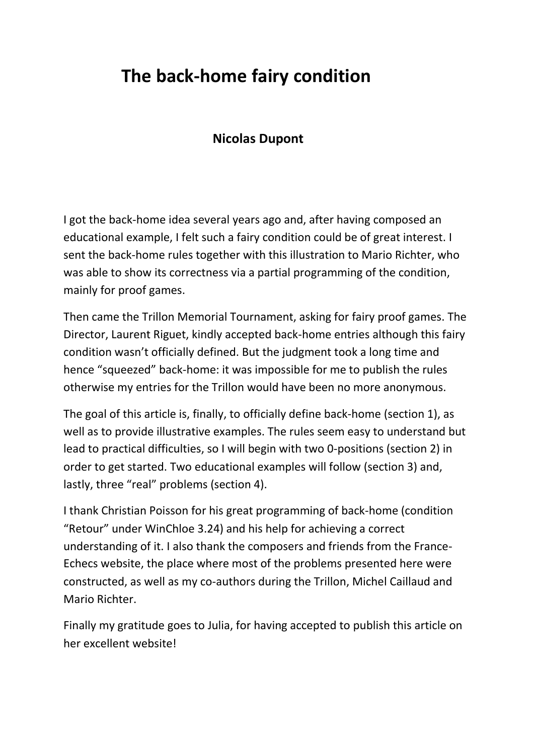# The back-home fairy condition

**Nicolas Dupont**

I got the back-home idea several years ago and, after having composed an educational example, I felt such a fairy condition could be of great interest. I sent the back-home rules together with this illustration to Mario Richter, who was able to show its correctness via a partial programming of the condition, mainly for proof games.

Then came the Trillon Memorial Tournament, asking for fairy proof games. The Director, Laurent Riguet, kindly accepted back-home entries although this fairy condition wasn't officially defined. But the judgment took a long time and hence "squeezed" back-home: it was impossible for me to publish the rules otherwise my entries for the Trillon would have been no more anonymous.

The goal of this article is, finally, to officially define back-home (section 1), as well as to provide illustrative examples. The rules seem easy to understand but lead to practical difficulties, so I will begin with two 0-positions (section 2) in order to get started. Two educational examples will follow (section 3) and, lastly, three "real" problems (section 4).

I thank Christian Poisson for his great programming of back-home (condition "Retour" under WinChloe 3.24) and his help for achieving a correct understanding of it. I also thank the composers and friends from the France-Echecs website, the place where most of the problems presented here were constructed, as well as my co-authors during the Trillon, Michel Caillaud and Mario Richter.

Finally my gratitude goes to Julia, for having accepted to publish this article on her excellent website!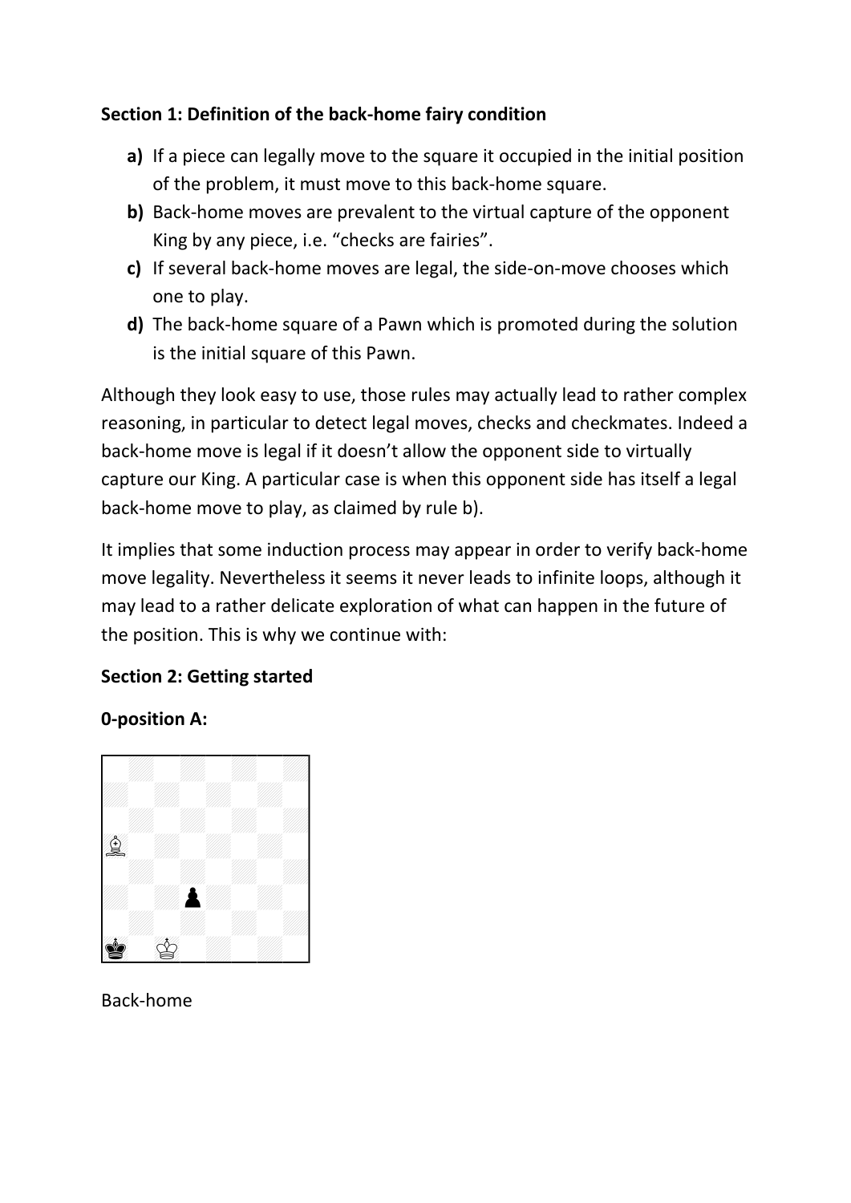**Section 1: Definition of the back-home fairy condition**

**a)** If a piece can legally move to the square it occupied in the initial position of the problem, it must move to this back-home square.

**b)** Back-home moves are prevalent to the virtual capture of the opponent King by any piece, i.e. “checks are fairies”.

**c)** If several back-home moves are legal, the side-on-move chooses which one to play.

**d)** The back-home square of a Pawn which is promoted during the solution is the initial square of this Pawn.

Although they look easy to use, those rules may actually lead to rather complex reasoning, in particular to detect legal moves, checks and checkmates. Indeed a back-home move is legal if it doesn’t allow the opponent side to virtually capture our King. A particular case is when this opponent side has itself a legal back-home move to play, as claimed by rule b).

It implies that some induction process may appear in order to verify back-home move legality. Nevertheless it seems it never leads to infinite loops, although it may lead to a rather delicate exploration of what can happen in the future of the position. This is why we continue with:

**Section 2: Getting started**

**0-position A:**

Back-home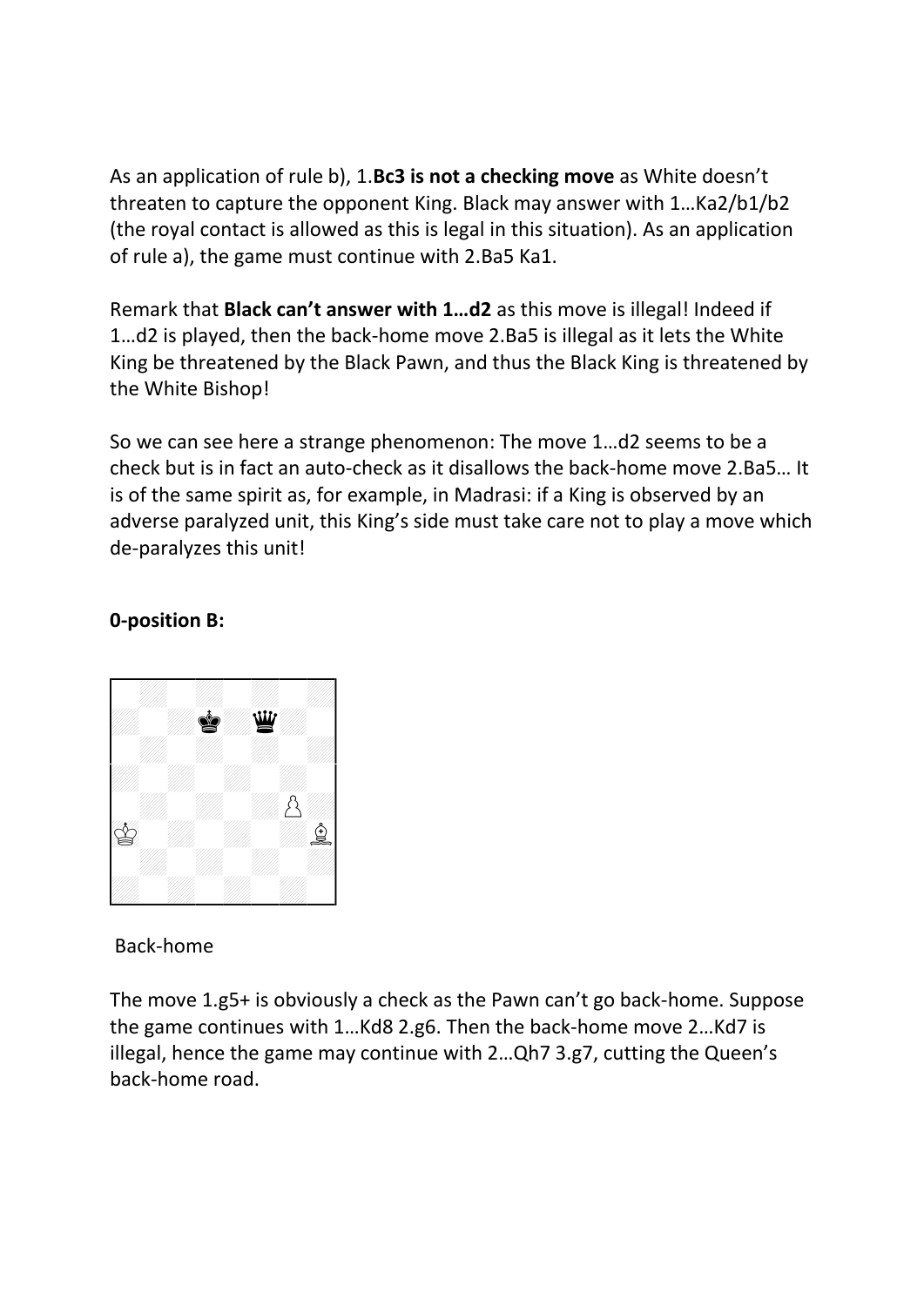As an application of rule b), 1.**Bc3 is not a checking move** as White doesn't threaten to capture the opponent King. Black may answer with 1…Ka2/b1/b2 (the royal contact is allowed as this is legal in this situation). As an application of rule a), the game must continue with 2.Ba5 Ka1.

Remark that **Black can't answer with 1…d2** as this move is illegal! Indeed if 1…d2 is played, then the back-home move 2.Ba5 is illegal as it lets the White King be threatened by the Black Pawn, and thus the Black King is threatened by the White Bishop!

So we can see here a strange phenomenon: The move 1…d2 seems to be a check but is in fact an auto-check as it disallows the back-home move 2.Ba5… It is of the same spirit as, for example, in Madrasi: if a King is observed by an adverse paralyzed unit, this King's side must take care not to play a move which de-paralyzes this unit!

**0-position B:**

Back-home

The move 1.g5+ is obviously a check as the Pawn can't go back-home. Suppose the game continues with 1…Kd8 2.g6. Then the back-home move 2…Kd7 is illegal, hence the game may continue with 2…Qh7 3.g7, cutting the Queen's back-home road.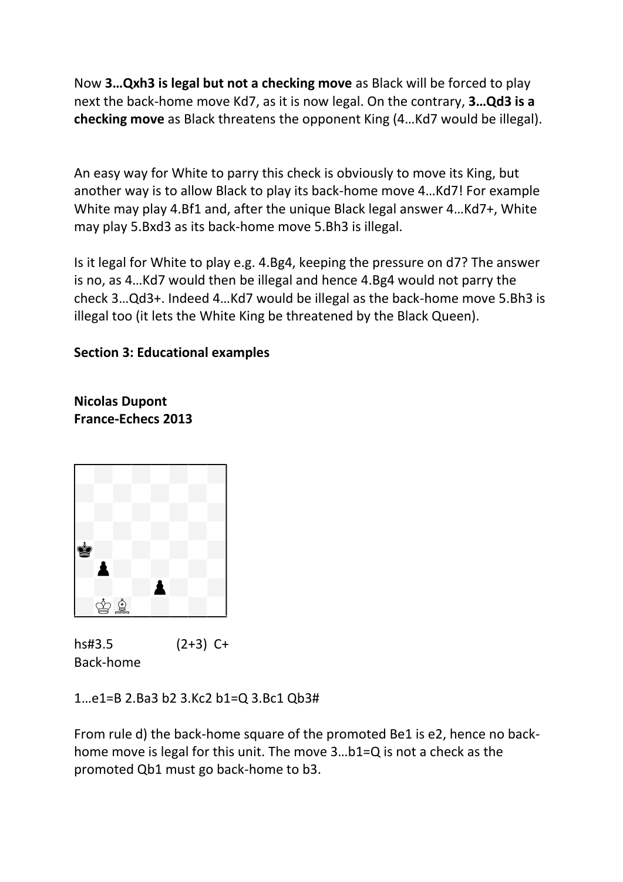Now **3…Qxh3 is legal but not a checking move** as Black will be forced to play next the back-home move Kd7, as it is now legal. On the contrary, **3…Qd3 is a checking move** as Black threatens the opponent King (4…Kd7 would be illegal).

An easy way for White to parry this check is obviously to move its King, but another way is to allow Black to play its back-home move 4…Kd7! For example White may play 4.Bf1 and, after the unique Black legal answer 4…Kd7+, White may play 5.Bxd3 as its back-home move 5.Bh3 is illegal.

Is it legal for White to play e.g. 4.Bg4, keeping the pressure on d7? The answer is no, as 4…Kd7 would then be illegal and hence 4.Bg4 would not parry the check 3…Qd3+. Indeed 4…Kd7 would be illegal as the back-home move 5.Bh3 is illegal too (it lets the White King be threatened by the Black Queen).

**Section 3: Educational examples**

**Nicolas Dupont**
**France-Echecs 2013**

hs#3.5 (2+3) C+
Back-home

1…e1=B 2.Ba3 b2 3.Kc2 b1=Q 3.Bc1 Qb3#

From rule d) the back-home square of the promoted Be1 is e2, hence no back-home move is legal for this unit. The move 3…b1=Q is not a check as the promoted Qb1 must go back-home to b3.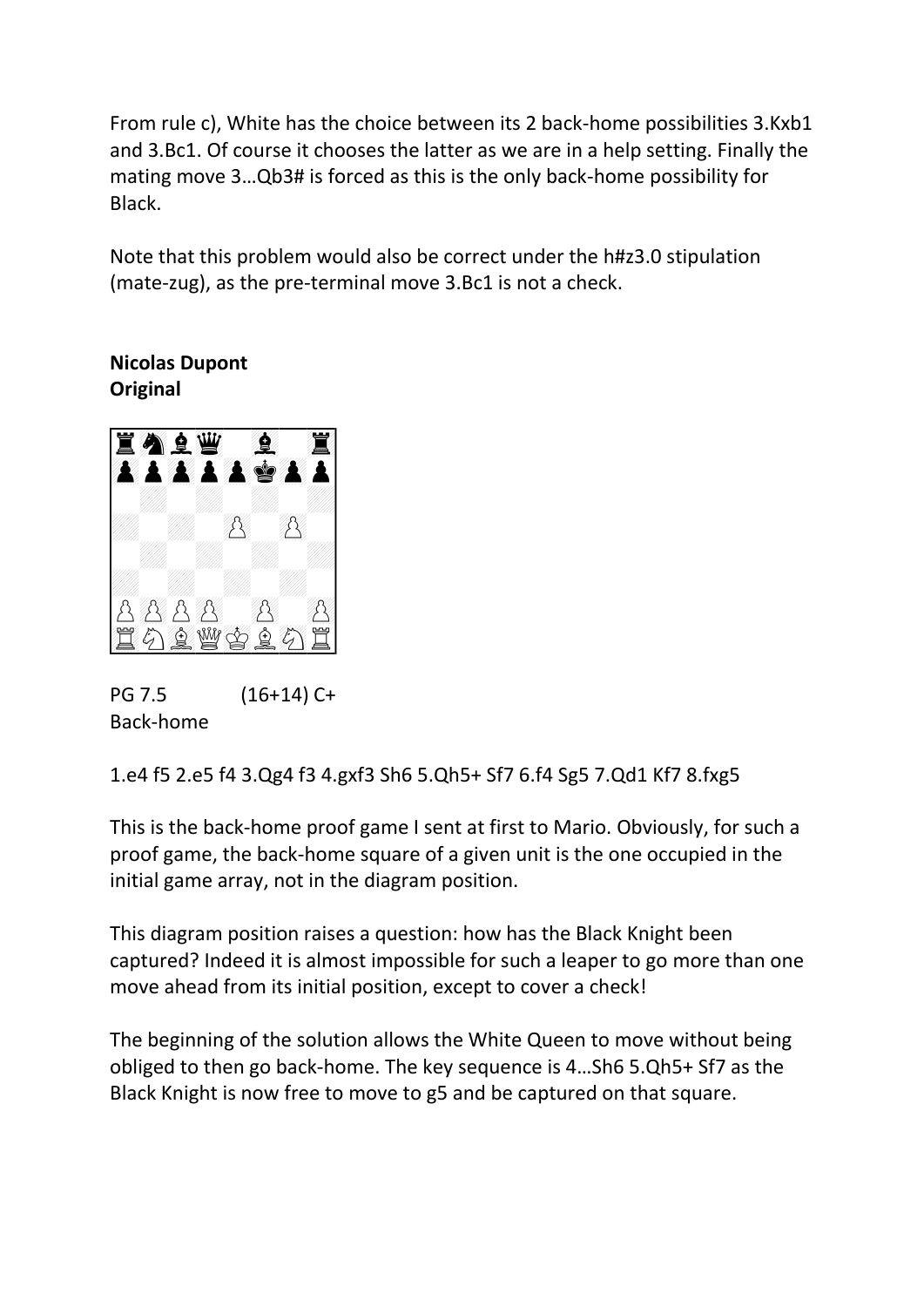From rule c), White has the choice between its 2 back-home possibilities 3.Kxb1 and 3.Bc1. Of course it chooses the latter as we are in a help setting. Finally the mating move 3…Qb3# is forced as this is the only back-home possibility for Black.

Note that this problem would also be correct under the h#z3.0 stipulation (mate-zug), as the pre-terminal move 3.Bc1 is not a check.

**Nicolas Dupont**
**Original**

PG 7.5 (16+14) C+
Back-home

1.e4 f5 2.e5 f4 3.Qg4 f3 4.gxf3 Sh6 5.Qh5+ Sf7 6.f4 Sg5 7.Qd1 Kf7 8.fxg5

This is the back-home proof game I sent at first to Mario. Obviously, for such a proof game, the back-home square of a given unit is the one occupied in the initial game array, not in the diagram position.

This diagram position raises a question: how has the Black Knight been captured? Indeed it is almost impossible for such a leaper to go more than one move ahead from its initial position, except to cover a check!

The beginning of the solution allows the White Queen to move without being obliged to then go back-home. The key sequence is 4…Sh6 5.Qh5+ Sf7 as the Black Knight is now free to move to g5 and be captured on that square.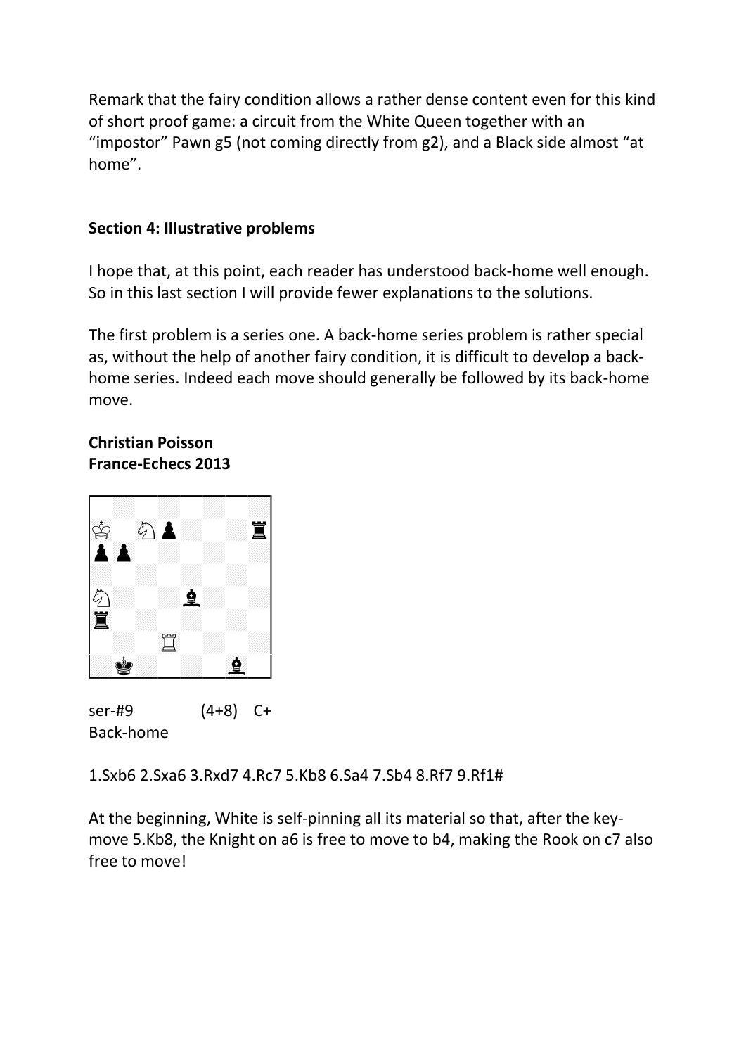Remark that the fairy condition allows a rather dense content even for this kind of short proof game: a circuit from the White Queen together with an "impostor" Pawn g5 (not coming directly from g2), and a Black side almost "at home".

**Section 4: Illustrative problems**

I hope that, at this point, each reader has understood back-home well enough. So in this last section I will provide fewer explanations to the solutions.

The first problem is a series one. A back-home series problem is rather special as, without the help of another fairy condition, it is difficult to develop a back-home series. Indeed each move should generally be followed by its back-home move.

**Christian Poisson**
**France-Echecs 2013**

ser-#9 (4+8) C+
Back-home

1.Sxb6 2.Sxa6 3.Rxd7 4.Rc7 5.Kb8 6.Sa4 7.Sb4 8.Rf7 9.Rf1#

At the beginning, White is self-pinning all its material so that, after the key-move 5.Kb8, the Knight on a6 is free to move to b4, making the Rook on c7 also free to move!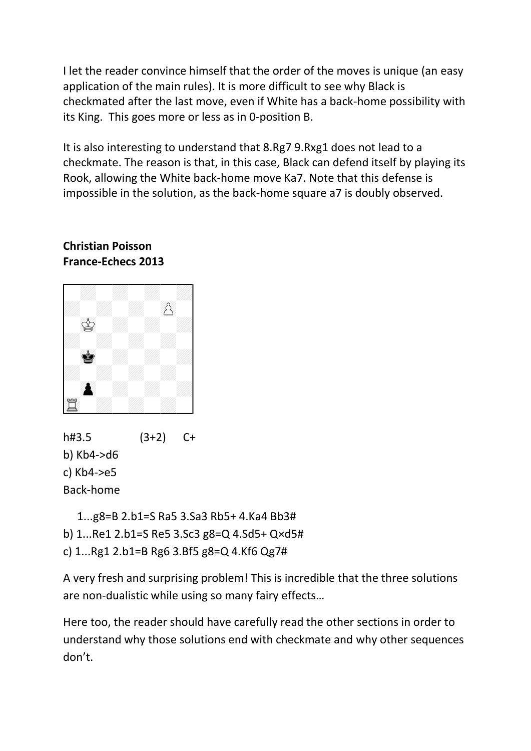I let the reader convince himself that the order of the moves is unique (an easy application of the main rules). It is more difficult to see why Black is checkmated after the last move, even if White has a back-home possibility with its King. This goes more or less as in 0-position B.

It is also interesting to understand that 8.Rg7 9.Rxg1 does not lead to a checkmate. The reason is that, in this case, Black can defend itself by playing its Rook, allowing the White back-home move Ka7. Note that this defense is impossible in the solution, as the back-home square a7 is doubly observed.

**Christian Poisson**
**France-Echecs 2013**

h#3.5 (3+2) C+
b) Kb4->d6
c) Kb4->e5
Back-home

1...g8=B 2.b1=S Ra5 3.Sa3 Rb5+ 4.Ka4 Bb3#
b) 1...Re1 2.b1=S Re5 3.Sc3 g8=Q 4.Sd5+ Q×d5#
c) 1...Rg1 2.b1=B Rg6 3.Bf5 g8=Q 4.Kf6 Qg7#

A very fresh and surprising problem! This is incredible that the three solutions are non-dualistic while using so many fairy effects…

Here too, the reader should have carefully read the other sections in order to understand why those solutions end with checkmate and why other sequences don't.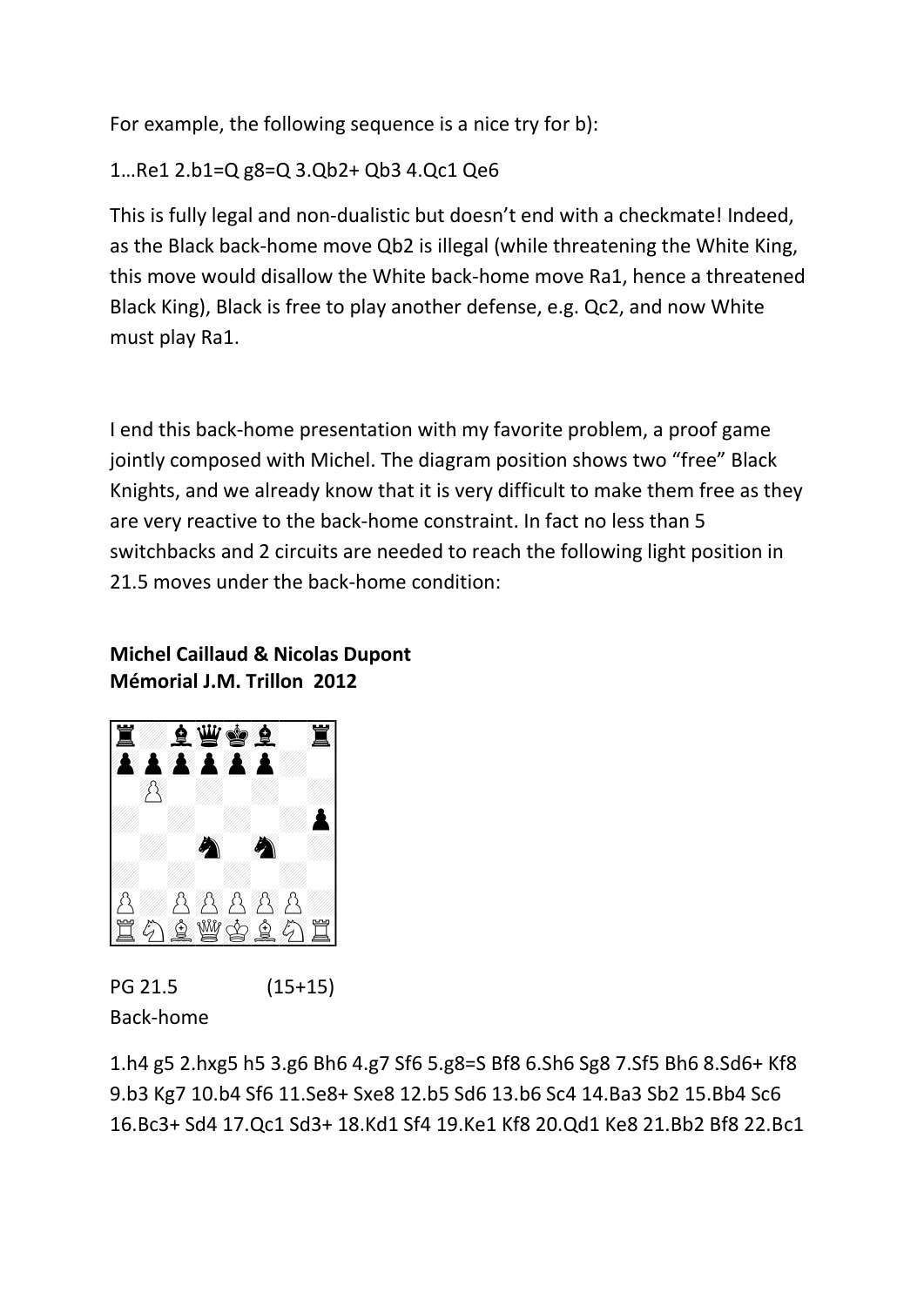For example, the following sequence is a nice try for b):

1…Re1 2.b1=Q g8=Q 3.Qb2+ Qb3 4.Qc1 Qe6

This is fully legal and non-dualistic but doesn't end with a checkmate! Indeed, as the Black back-home move Qb2 is illegal (while threatening the White King, this move would disallow the White back-home move Ra1, hence a threatened Black King), Black is free to play another defense, e.g. Qc2, and now White must play Ra1.

I end this back-home presentation with my favorite problem, a proof game jointly composed with Michel. The diagram position shows two "free" Black Knights, and we already know that it is very difficult to make them free as they are very reactive to the back-home constraint. In fact no less than 5 switchbacks and 2 circuits are needed to reach the following light position in 21.5 moves under the back-home condition:

**Michel Caillaud & Nicolas Dupont**
**Mémorial J.M. Trillon 2012**

PG 21.5 (15+15)
Back-home

1.h4 g5 2.hxg5 h5 3.g6 Bh6 4.g7 Sf6 5.g8=S Bf8 6.Sh6 Sg8 7.Sf5 Bh6 8.Sd6+ Kf8 9.b3 Kg7 10.b4 Sf6 11.Se8+ Sxe8 12.b5 Sd6 13.b6 Sc4 14.Ba3 Sb2 15.Bb4 Sc6 16.Bc3+ Sd4 17.Qc1 Sd3+ 18.Kd1 Sf4 19.Ke1 Kf8 20.Qd1 Ke8 21.Bb2 Bf8 22.Bc1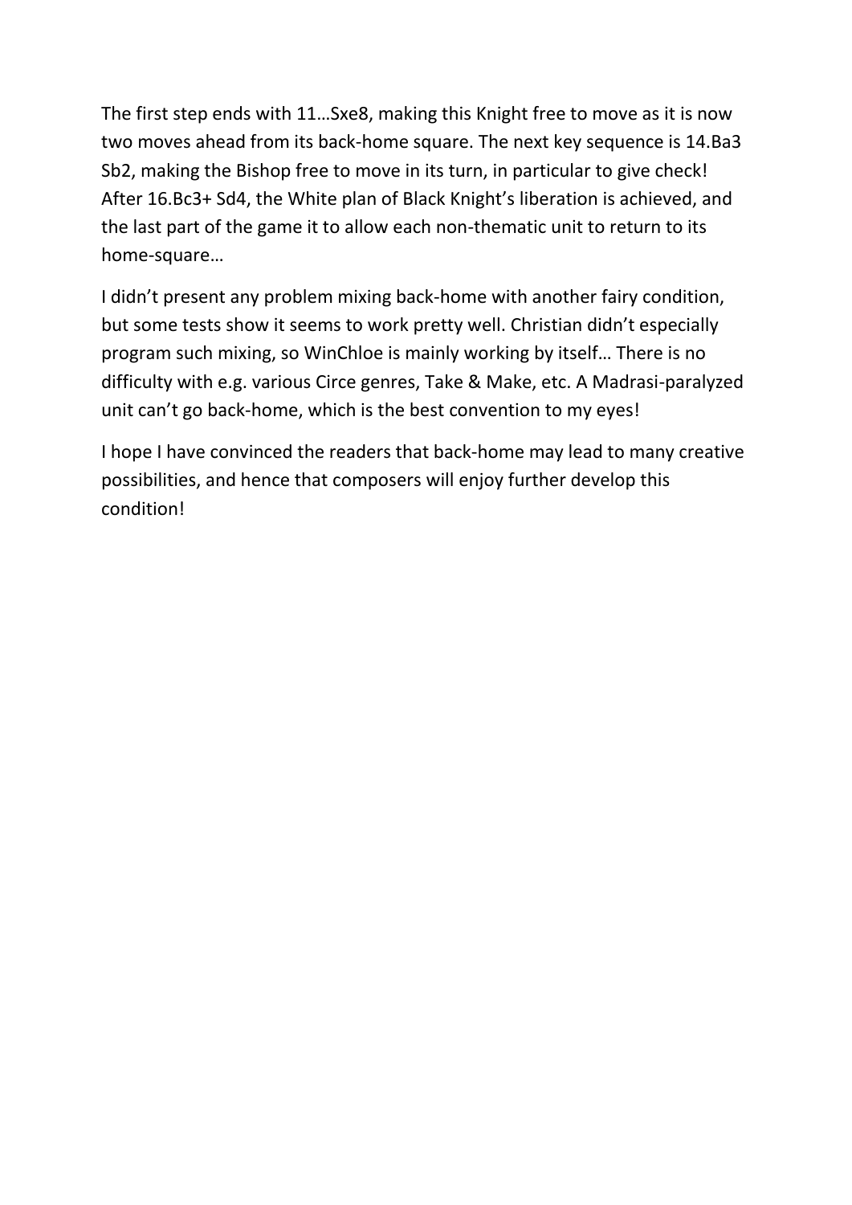The first step ends with 11…Sxe8, making this Knight free to move as it is now two moves ahead from its back-home square. The next key sequence is 14.Ba3 Sb2, making the Bishop free to move in its turn, in particular to give check! After 16.Bc3+ Sd4, the White plan of Black Knight's liberation is achieved, and the last part of the game it to allow each non-thematic unit to return to its home-square…

I didn't present any problem mixing back-home with another fairy condition, but some tests show it seems to work pretty well. Christian didn't especially program such mixing, so WinChloe is mainly working by itself… There is no difficulty with e.g. various Circe genres, Take & Make, etc. A Madrasi-paralyzed unit can't go back-home, which is the best convention to my eyes!

I hope I have convinced the readers that back-home may lead to many creative possibilities, and hence that composers will enjoy further develop this condition!